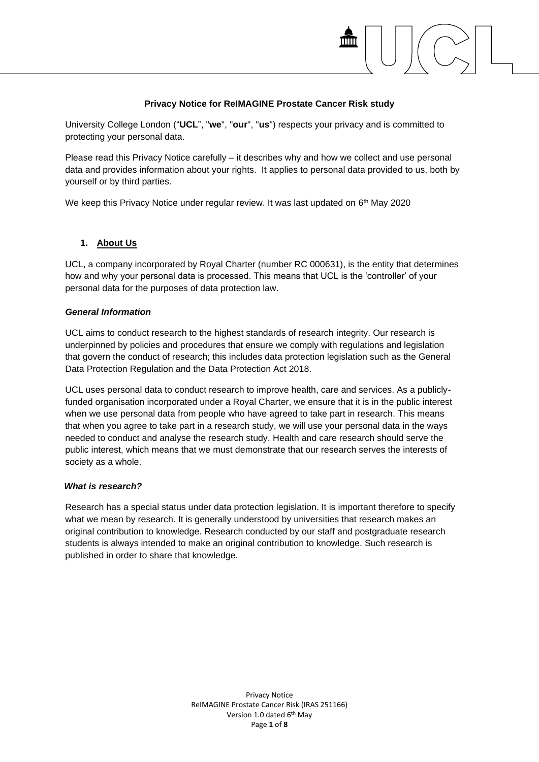# Privacy Notice for ReIMAGINE Prostate Cancer Risk study

University College London ("**UCL**", "**we**", "**our**", "**us**") respects your privacy and is committed to protecting your personal data.

Please read this Privacy Notice carefully – it describes why and how we collect and use personal data and provides information about your rights. It applies to personal data provided to us, both by yourself or by third parties.

We keep this Privacy Notice under regular review. It was last updated on 6th May 2020

## 1. About Us

UCL, a company incorporated by Royal Charter (number RC 000631), is the entity that determines how and why your personal data is processed. This means that UCL is the 'controller' of your personal data for the purposes of data protection law.

### *General Information*

UCL aims to conduct research to the highest standards of research integrity. Our research is underpinned by policies and procedures that ensure we comply with regulations and legislation that govern the conduct of research; this includes data protection legislation such as the General Data Protection Regulation and the Data Protection Act 2018.

UCL uses personal data to conduct research to improve health, care and services. As a publicly-funded organisation incorporated under a Royal Charter, we ensure that it is in the public interest when we use personal data from people who have agreed to take part in research. This means that when you agree to take part in a research study, we will use your personal data in the ways needed to conduct and analyse the research study. Health and care research should serve the public interest, which means that we must demonstrate that our research serves the interests of society as a whole.

### *What is research?*

Research has a special status under data protection legislation. It is important therefore to specify what we mean by research. It is generally understood by universities that research makes an original contribution to knowledge. Research conducted by our staff and postgraduate research students is always intended to make an original contribution to knowledge. Such research is published in order to share that knowledge.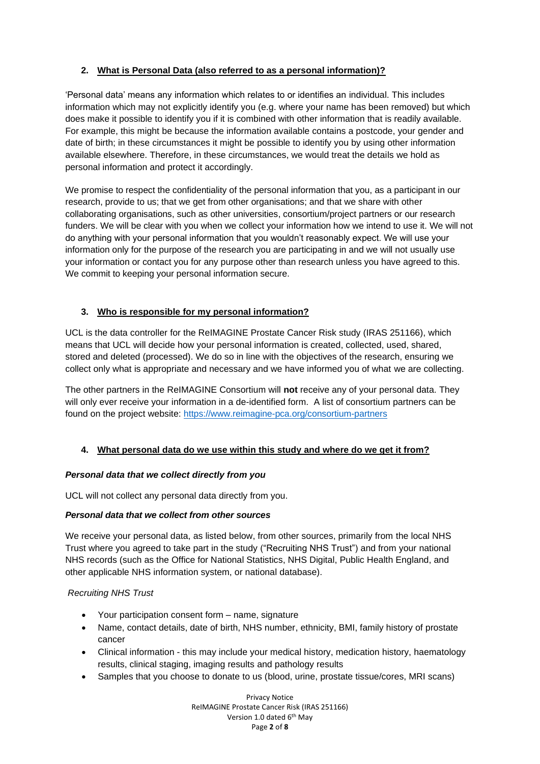## 2. What is Personal Data (also referred to as a personal information)?

'Personal data' means any information which relates to or identifies an individual. This includes information which may not explicitly identify you (e.g. where your name has been removed) but which does make it possible to identify you if it is combined with other information that is readily available. For example, this might be because the information available contains a postcode, your gender and date of birth; in these circumstances it might be possible to identify you by using other information available elsewhere. Therefore, in these circumstances, we would treat the details we hold as personal information and protect it accordingly.

We promise to respect the confidentiality of the personal information that you, as a participant in our research, provide to us; that we get from other organisations; and that we share with other collaborating organisations, such as other universities, consortium/project partners or our research funders. We will be clear with you when we collect your information how we intend to use it. We will not do anything with your personal information that you wouldn't reasonably expect. We will use your information only for the purpose of the research you are participating in and we will not usually use your information or contact you for any purpose other than research unless you have agreed to this. We commit to keeping your personal information secure.

## 3. Who is responsible for my personal information?

UCL is the data controller for the ReIMAGINE Prostate Cancer Risk study (IRAS 251166), which means that UCL will decide how your personal information is created, collected, used, shared, stored and deleted (processed). We do so in line with the objectives of the research, ensuring we collect only what is appropriate and necessary and we have informed you of what we are collecting.

The other partners in the ReIMAGINE Consortium will **not** receive any of your personal data. They will only ever receive your information in a de-identified form. A list of consortium partners can be found on the project website: https://www.reimagine-pca.org/consortium-partners

## 4. What personal data do we use within this study and where do we get it from?

### *Personal data that we collect directly from you*

UCL will not collect any personal data directly from you.

### *Personal data that we collect from other sources*

We receive your personal data, as listed below, from other sources, primarily from the local NHS Trust where you agreed to take part in the study ("Recruiting NHS Trust") and from your national NHS records (such as the Office for National Statistics, NHS Digital, Public Health England, and other applicable NHS information system, or national database).

*Recruiting NHS Trust*

- Your participation consent form – name, signature
- Name, contact details, date of birth, NHS number, ethnicity, BMI, family history of prostate cancer
- Clinical information - this may include your medical history, medication history, haematology results, clinical staging, imaging results and pathology results
- Samples that you choose to donate to us (blood, urine, prostate tissue/cores, MRI scans)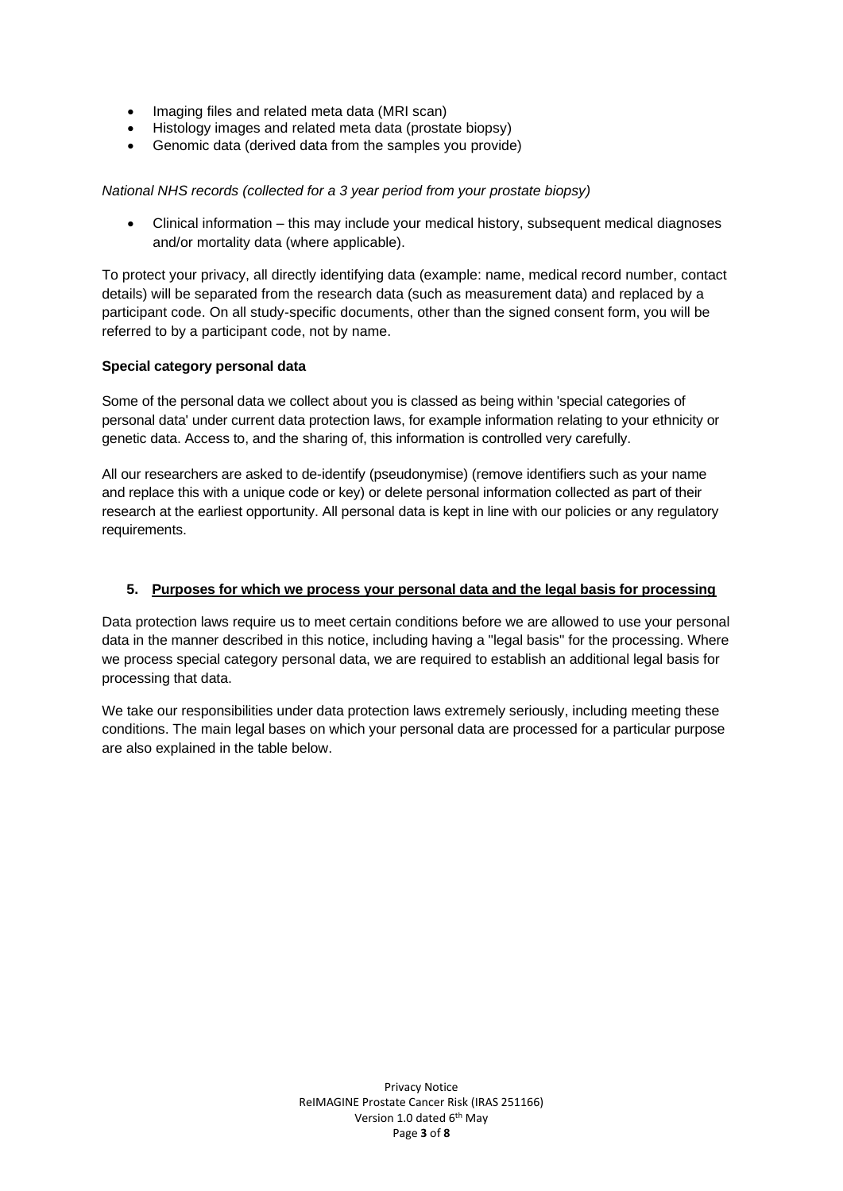- Imaging files and related meta data (MRI scan)
- Histology images and related meta data (prostate biopsy)
- Genomic data (derived data from the samples you provide)

*National NHS records (collected for a 3 year period from your prostate biopsy)*

- Clinical information – this may include your medical history, subsequent medical diagnoses and/or mortality data (where applicable).

To protect your privacy, all directly identifying data (example: name, medical record number, contact details) will be separated from the research data (such as measurement data) and replaced by a participant code. On all study-specific documents, other than the signed consent form, you will be referred to by a participant code, not by name.

**Special category personal data**

Some of the personal data we collect about you is classed as being within 'special categories of personal data' under current data protection laws, for example information relating to your ethnicity or genetic data. Access to, and the sharing of, this information is controlled very carefully.

All our researchers are asked to de-identify (pseudonymise) (remove identifiers such as your name and replace this with a unique code or key) or delete personal information collected as part of their research at the earliest opportunity. All personal data is kept in line with our policies or any regulatory requirements.

## 5. Purposes for which we process your personal data and the legal basis for processing

Data protection laws require us to meet certain conditions before we are allowed to use your personal data in the manner described in this notice, including having a "legal basis" for the processing. Where we process special category personal data, we are required to establish an additional legal basis for processing that data.

We take our responsibilities under data protection laws extremely seriously, including meeting these conditions. The main legal bases on which your personal data are processed for a particular purpose are also explained in the table below.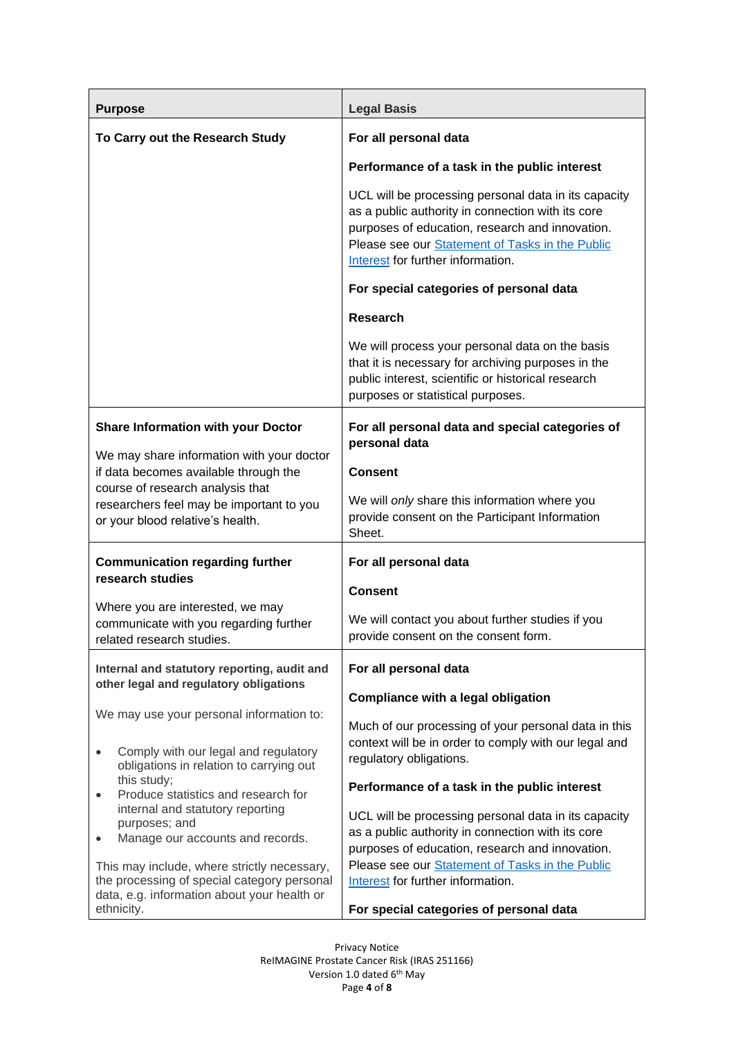| **Purpose** | **Legal Basis** |
|---|---|
| **To Carry out the Research Study** | **For all personal data**<br><br>**Performance of a task in the public interest**<br><br>UCL will be processing personal data in its capacity as a public authority in connection with its core purposes of education, research and innovation. Please see our [Statement of Tasks in the Public Interest] for further information.<br><br>**For special categories of personal data**<br><br>**Research**<br><br>We will process your personal data on the basis that it is necessary for archiving purposes in the public interest, scientific or historical research purposes or statistical purposes. |
| **Share Information with your Doctor**<br><br>We may share information with your doctor if data becomes available through the course of research analysis that researchers feel may be important to you or your blood relative's health. | **For all personal data and special categories of personal data**<br><br>**Consent**<br><br>We will *only* share this information where you provide consent on the Participant Information Sheet. |
| **Communication regarding further research studies**<br><br>Where you are interested, we may communicate with you regarding further related research studies. | **For all personal data**<br><br>**Consent**<br><br>We will contact you about further studies if you provide consent on the consent form. |
| **Internal and statutory reporting, audit and other legal and regulatory obligations**<br><br>We may use your personal information to:<br><br>• Comply with our legal and regulatory obligations in relation to carrying out this study;<br>• Produce statistics and research for internal and statutory reporting purposes; and<br>• Manage our accounts and records.<br><br>This may include, where strictly necessary, the processing of special category personal data, e.g. information about your health or ethnicity. | **For all personal data**<br><br>**Compliance with a legal obligation**<br><br>Much of our processing of your personal data in this context will be in order to comply with our legal and regulatory obligations.<br><br>**Performance of a task in the public interest**<br><br>UCL will be processing personal data in its capacity as a public authority in connection with its core purposes of education, research and innovation. Please see our [Statement of Tasks in the Public Interest] for further information.<br><br>**For special categories of personal data** |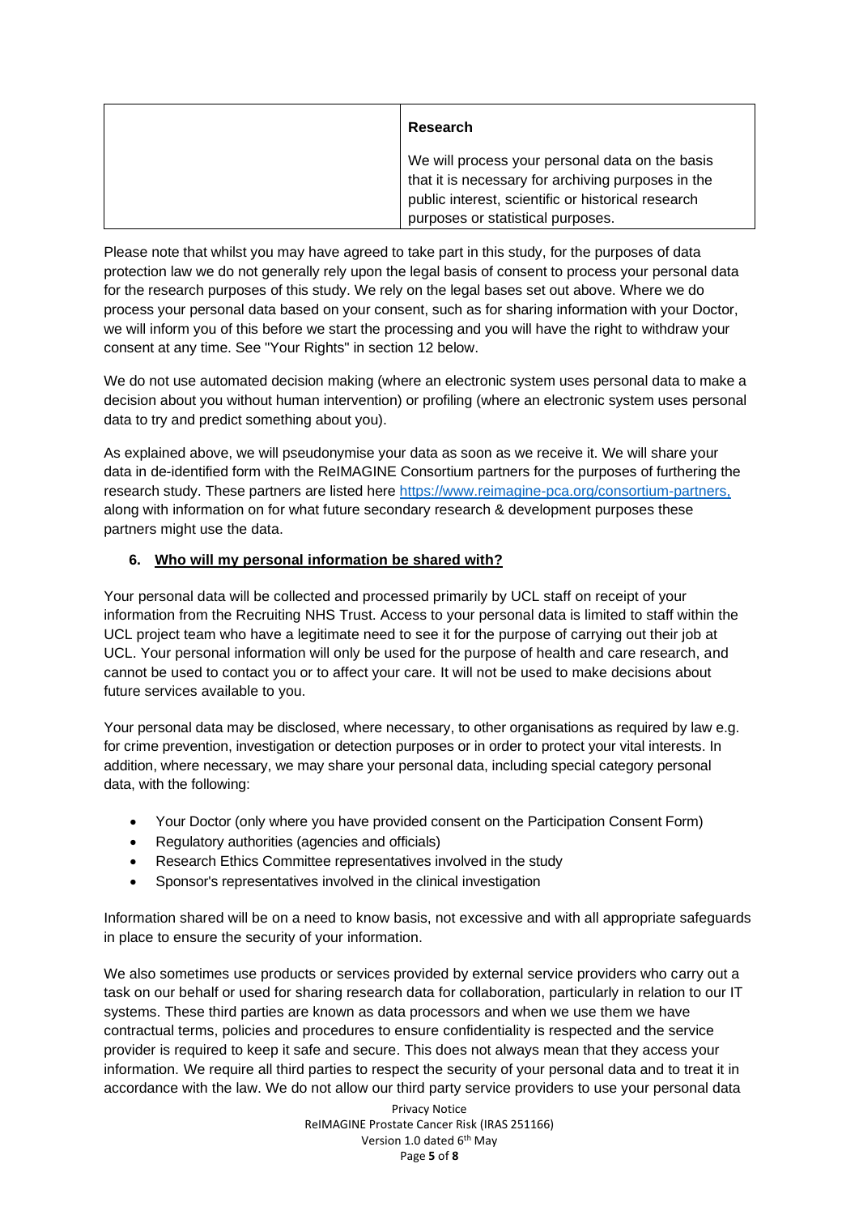| | **Research**<br><br>We will process your personal data on the basis that it is necessary for archiving purposes in the public interest, scientific or historical research purposes or statistical purposes. |
|---|---|

Please note that whilst you may have agreed to take part in this study, for the purposes of data protection law we do not generally rely upon the legal basis of consent to process your personal data for the research purposes of this study. We rely on the legal bases set out above. Where we do process your personal data based on your consent, such as for sharing information with your Doctor, we will inform you of this before we start the processing and you will have the right to withdraw your consent at any time. See "Your Rights" in section 12 below.

We do not use automated decision making (where an electronic system uses personal data to make a decision about you without human intervention) or profiling (where an electronic system uses personal data to try and predict something about you).

As explained above, we will pseudonymise your data as soon as we receive it. We will share your data in de-identified form with the ReIMAGINE Consortium partners for the purposes of furthering the research study. These partners are listed here [https://www.reimagine-pca.org/consortium-partners,](https://www.reimagine-pca.org/consortium-partners) along with information on for what future secondary research & development purposes these partners might use the data.

## 6. Who will my personal information be shared with?

Your personal data will be collected and processed primarily by UCL staff on receipt of your information from the Recruiting NHS Trust. Access to your personal data is limited to staff within the UCL project team who have a legitimate need to see it for the purpose of carrying out their job at UCL. Your personal information will only be used for the purpose of health and care research, and cannot be used to contact you or to affect your care. It will not be used to make decisions about future services available to you.

Your personal data may be disclosed, where necessary, to other organisations as required by law e.g. for crime prevention, investigation or detection purposes or in order to protect your vital interests. In addition, where necessary, we may share your personal data, including special category personal data, with the following:

- Your Doctor (only where you have provided consent on the Participation Consent Form)
- Regulatory authorities (agencies and officials)
- Research Ethics Committee representatives involved in the study
- Sponsor's representatives involved in the clinical investigation

Information shared will be on a need to know basis, not excessive and with all appropriate safeguards in place to ensure the security of your information.

We also sometimes use products or services provided by external service providers who carry out a task on our behalf or used for sharing research data for collaboration, particularly in relation to our IT systems. These third parties are known as data processors and when we use them we have contractual terms, policies and procedures to ensure confidentiality is respected and the service provider is required to keep it safe and secure. This does not always mean that they access your information. We require all third parties to respect the security of your personal data and to treat it in accordance with the law. We do not allow our third party service providers to use your personal data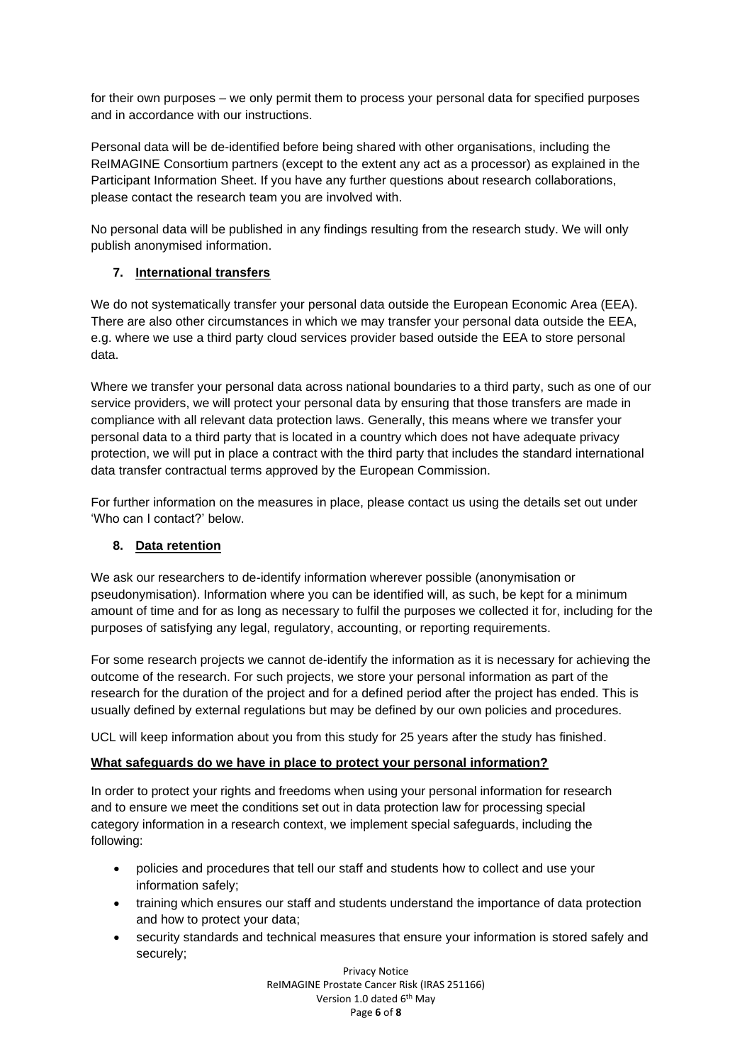for their own purposes – we only permit them to process your personal data for specified purposes and in accordance with our instructions.

Personal data will be de-identified before being shared with other organisations, including the ReIMAGINE Consortium partners (except to the extent any act as a processor) as explained in the Participant Information Sheet. If you have any further questions about research collaborations, please contact the research team you are involved with.

No personal data will be published in any findings resulting from the research study. We will only publish anonymised information.

## 7. International transfers

We do not systematically transfer your personal data outside the European Economic Area (EEA). There are also other circumstances in which we may transfer your personal data outside the EEA, e.g. where we use a third party cloud services provider based outside the EEA to store personal data.

Where we transfer your personal data across national boundaries to a third party, such as one of our service providers, we will protect your personal data by ensuring that those transfers are made in compliance with all relevant data protection laws. Generally, this means where we transfer your personal data to a third party that is located in a country which does not have adequate privacy protection, we will put in place a contract with the third party that includes the standard international data transfer contractual terms approved by the European Commission.

For further information on the measures in place, please contact us using the details set out under 'Who can I contact?' below.

## 8. Data retention

We ask our researchers to de-identify information wherever possible (anonymisation or pseudonymisation). Information where you can be identified will, as such, be kept for a minimum amount of time and for as long as necessary to fulfil the purposes we collected it for, including for the purposes of satisfying any legal, regulatory, accounting, or reporting requirements.

For some research projects we cannot de-identify the information as it is necessary for achieving the outcome of the research. For such projects, we store your personal information as part of the research for the duration of the project and for a defined period after the project has ended. This is usually defined by external regulations but may be defined by our own policies and procedures.

UCL will keep information about you from this study for 25 years after the study has finished.

## What safeguards do we have in place to protect your personal information?

In order to protect your rights and freedoms when using your personal information for research and to ensure we meet the conditions set out in data protection law for processing special category information in a research context, we implement special safeguards, including the following:

- policies and procedures that tell our staff and students how to collect and use your information safely;
- training which ensures our staff and students understand the importance of data protection and how to protect your data;
- security standards and technical measures that ensure your information is stored safely and securely;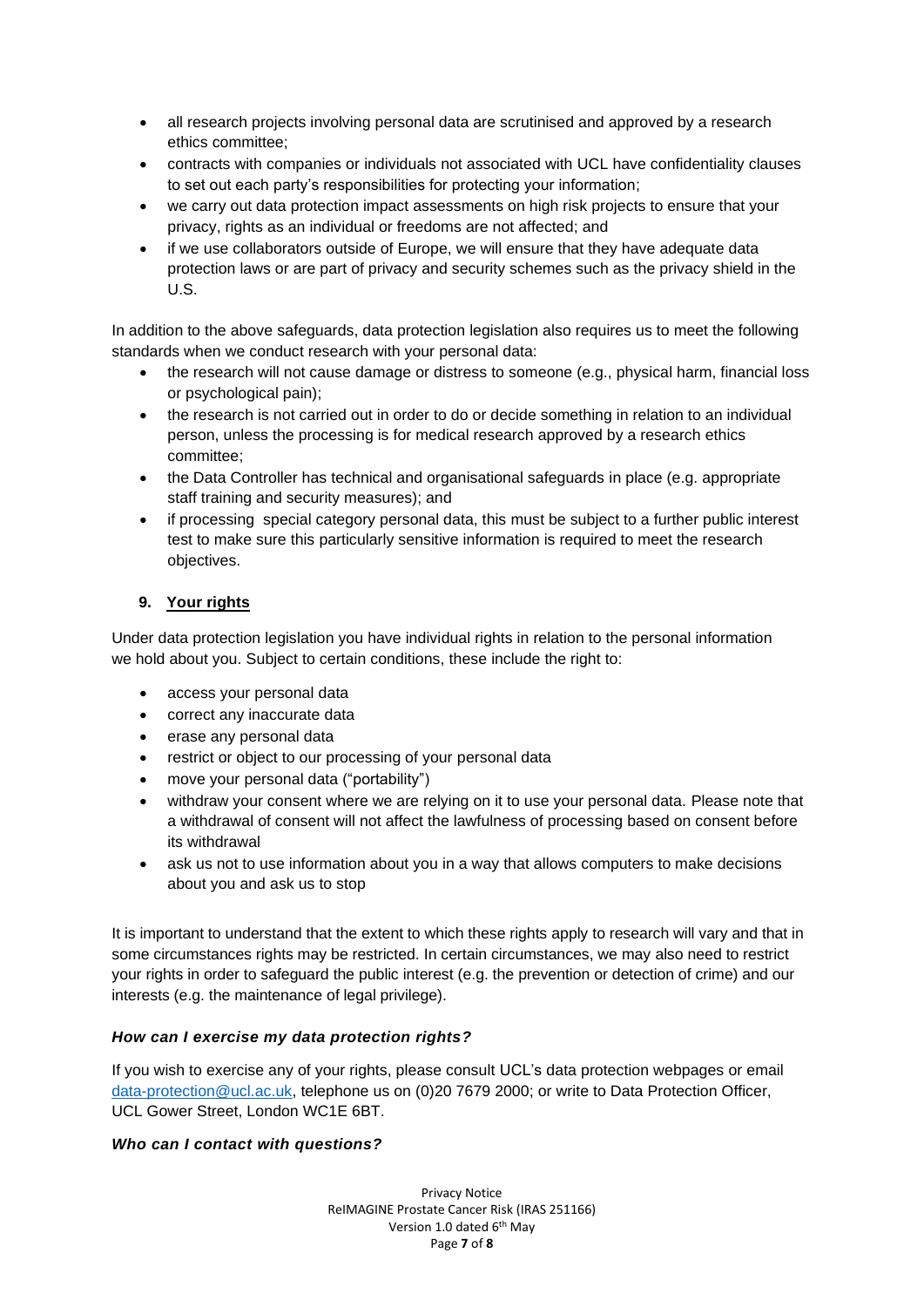- all research projects involving personal data are scrutinised and approved by a research ethics committee;
- contracts with companies or individuals not associated with UCL have confidentiality clauses to set out each party's responsibilities for protecting your information;
- we carry out data protection impact assessments on high risk projects to ensure that your privacy, rights as an individual or freedoms are not affected; and
- if we use collaborators outside of Europe, we will ensure that they have adequate data protection laws or are part of privacy and security schemes such as the privacy shield in the U.S.

In addition to the above safeguards, data protection legislation also requires us to meet the following standards when we conduct research with your personal data:

- the research will not cause damage or distress to someone (e.g., physical harm, financial loss or psychological pain);
- the research is not carried out in order to do or decide something in relation to an individual person, unless the processing is for medical research approved by a research ethics committee;
- the Data Controller has technical and organisational safeguards in place (e.g. appropriate staff training and security measures); and
- if processing special category personal data, this must be subject to a further public interest test to make sure this particularly sensitive information is required to meet the research objectives.

## 9. Your rights

Under data protection legislation you have individual rights in relation to the personal information we hold about you. Subject to certain conditions, these include the right to:

- access your personal data
- correct any inaccurate data
- erase any personal data
- restrict or object to our processing of your personal data
- move your personal data ("portability")
- withdraw your consent where we are relying on it to use your personal data. Please note that a withdrawal of consent will not affect the lawfulness of processing based on consent before its withdrawal
- ask us not to use information about you in a way that allows computers to make decisions about you and ask us to stop

It is important to understand that the extent to which these rights apply to research will vary and that in some circumstances rights may be restricted. In certain circumstances, we may also need to restrict your rights in order to safeguard the public interest (e.g. the prevention or detection of crime) and our interests (e.g. the maintenance of legal privilege).

### *How can I exercise my data protection rights?*

If you wish to exercise any of your rights, please consult UCL's data protection webpages or email data-protection@ucl.ac.uk, telephone us on (0)20 7679 2000; or write to Data Protection Officer, UCL Gower Street, London WC1E 6BT.

### *Who can I contact with questions?*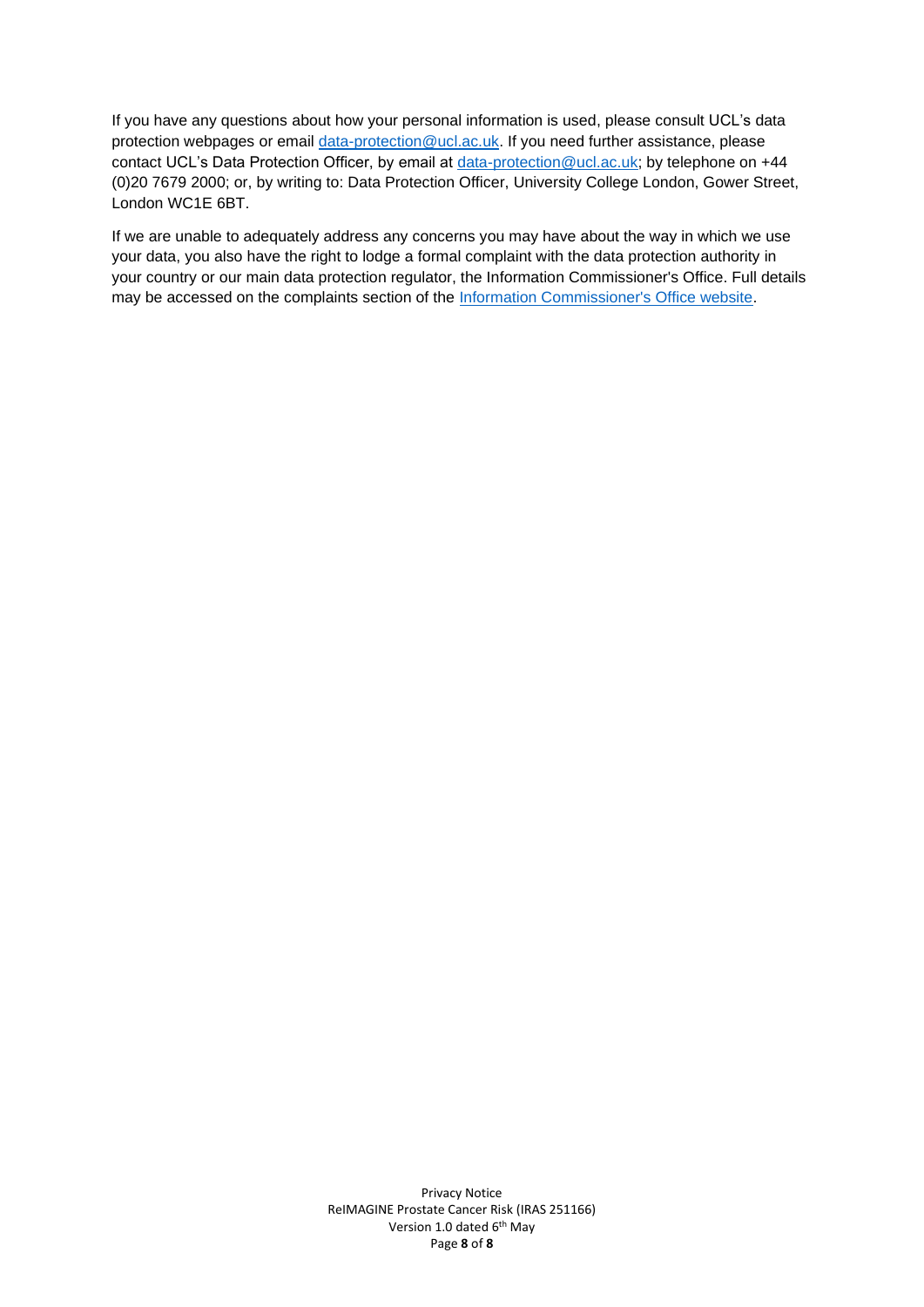If you have any questions about how your personal information is used, please consult UCL's data protection webpages or email data-protection@ucl.ac.uk. If you need further assistance, please contact UCL's Data Protection Officer, by email at data-protection@ucl.ac.uk; by telephone on +44 (0)20 7679 2000; or, by writing to: Data Protection Officer, University College London, Gower Street, London WC1E 6BT.

If we are unable to adequately address any concerns you may have about the way in which we use your data, you also have the right to lodge a formal complaint with the data protection authority in your country or our main data protection regulator, the Information Commissioner's Office. Full details may be accessed on the complaints section of the Information Commissioner's Office website.